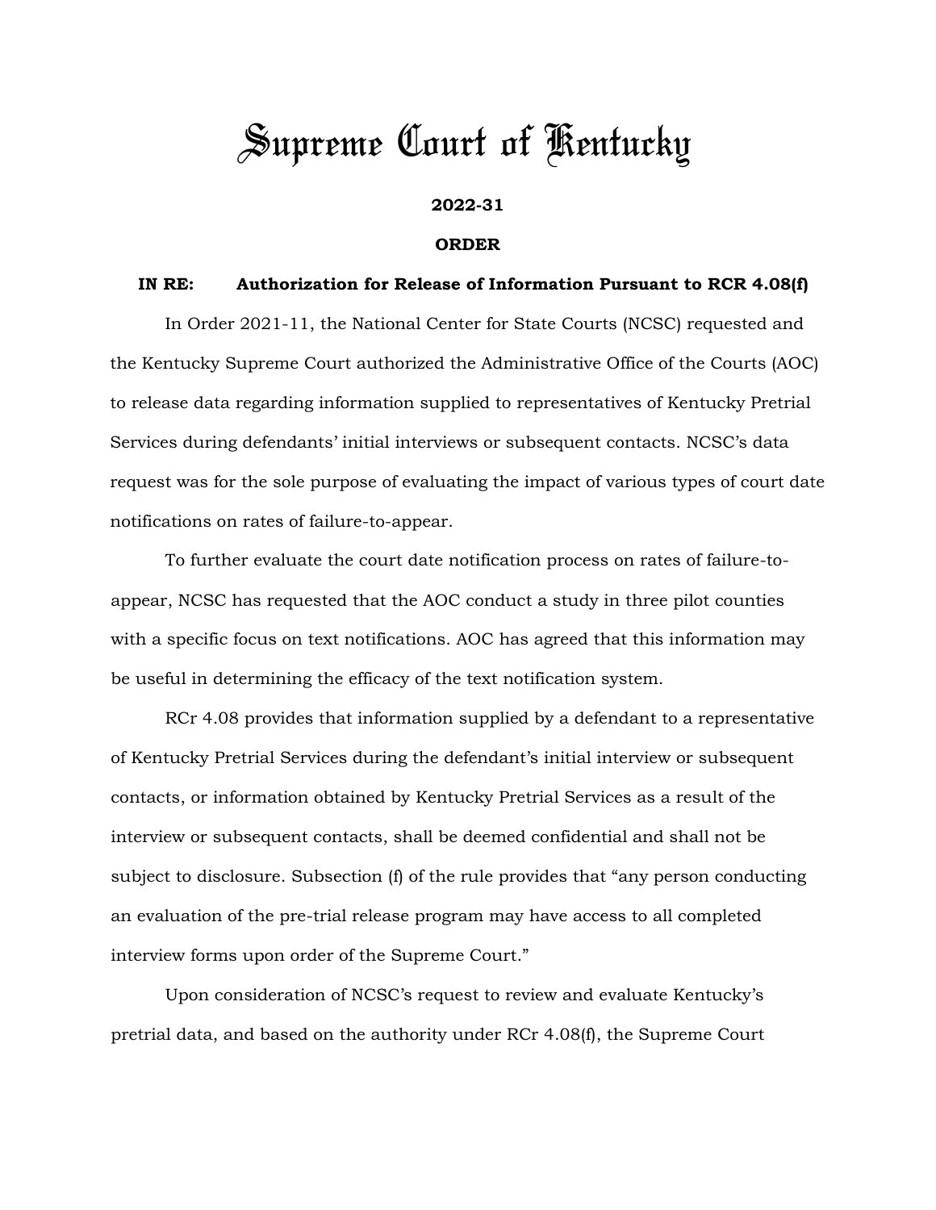# Supreme Court of Kentucky

**2022-31**

**ORDER**

**IN RE: Authorization for Release of Information Pursuant to RCR 4.08(f)**

In Order 2021-11, the National Center for State Courts (NCSC) requested and the Kentucky Supreme Court authorized the Administrative Office of the Courts (AOC) to release data regarding information supplied to representatives of Kentucky Pretrial Services during defendants' initial interviews or subsequent contacts. NCSC's data request was for the sole purpose of evaluating the impact of various types of court date notifications on rates of failure-to-appear.

To further evaluate the court date notification process on rates of failure-to-appear, NCSC has requested that the AOC conduct a study in three pilot counties with a specific focus on text notifications. AOC has agreed that this information may be useful in determining the efficacy of the text notification system.

RCr 4.08 provides that information supplied by a defendant to a representative of Kentucky Pretrial Services during the defendant's initial interview or subsequent contacts, or information obtained by Kentucky Pretrial Services as a result of the interview or subsequent contacts, shall be deemed confidential and shall not be subject to disclosure. Subsection (f) of the rule provides that "any person conducting an evaluation of the pre-trial release program may have access to all completed interview forms upon order of the Supreme Court."

Upon consideration of NCSC's request to review and evaluate Kentucky's pretrial data, and based on the authority under RCr 4.08(f), the Supreme Court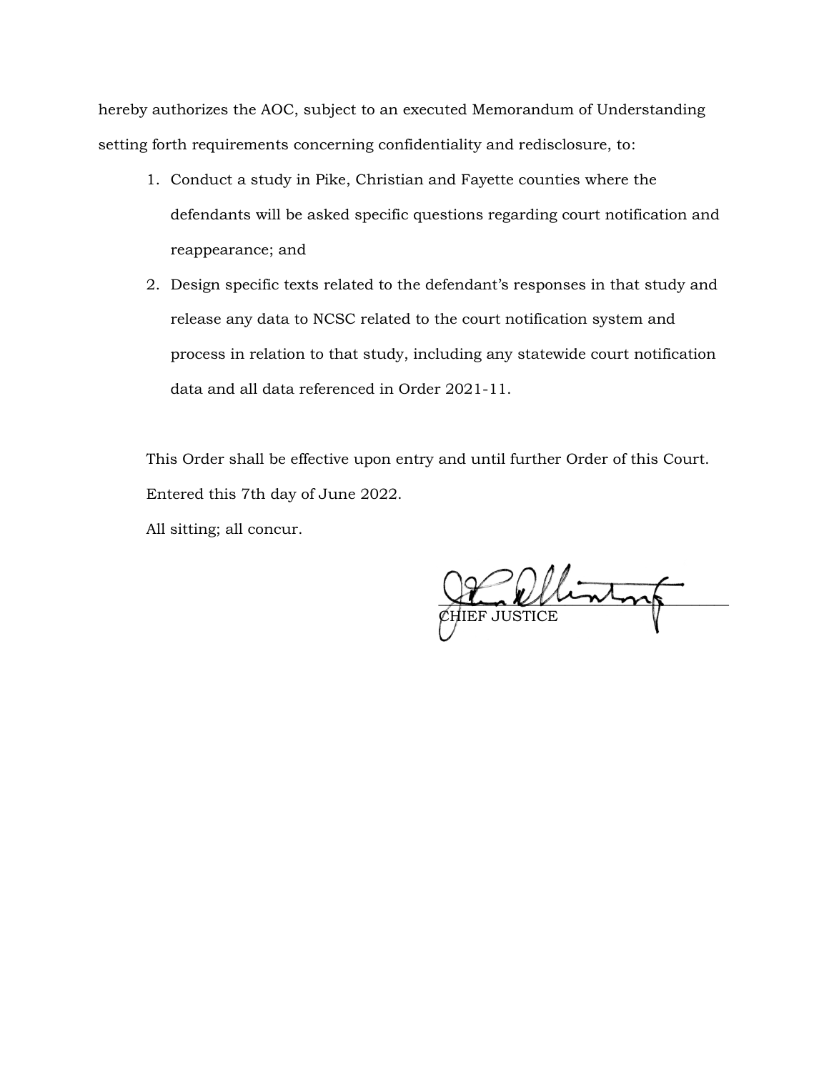hereby authorizes the AOC, subject to an executed Memorandum of Understanding setting forth requirements concerning confidentiality and redisclosure, to:

1. Conduct a study in Pike, Christian and Fayette counties where the defendants will be asked specific questions regarding court notification and reappearance; and
2. Design specific texts related to the defendant's responses in that study and release any data to NCSC related to the court notification system and process in relation to that study, including any statewide court notification data and all data referenced in Order 2021-11.

This Order shall be effective upon entry and until further Order of this Court.

Entered this 7th day of June 2022.

All sitting; all concur.

CHIEF JUSTICE